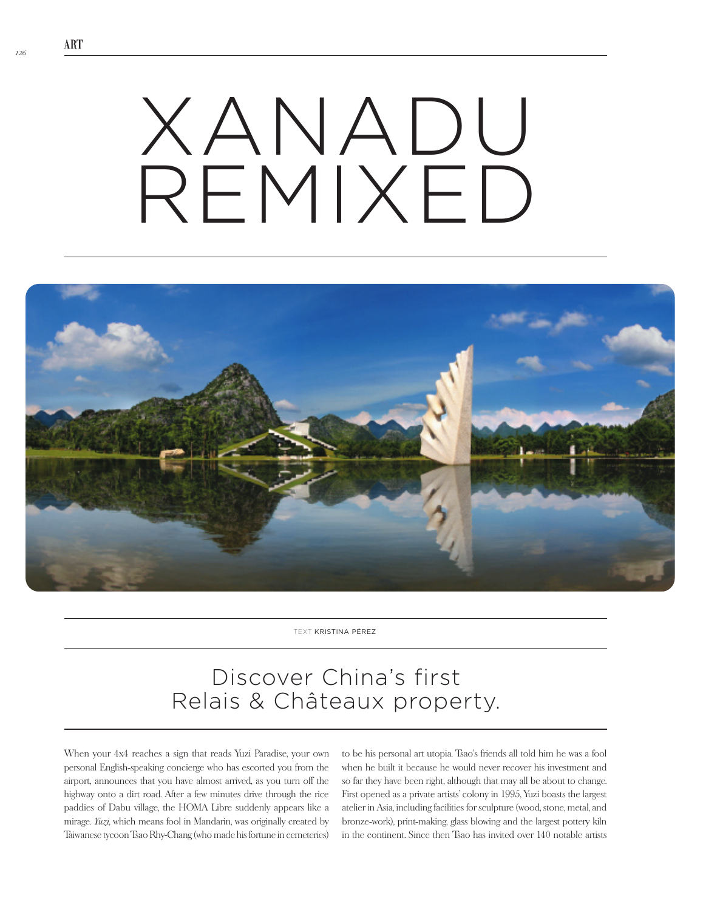# XANADU REMIXED

TEXT KRISTINA PÉREZ

## Discover China's first Relais & Châteaux property.

When your 4x4 reaches a sign that reads Yuzi Paradise, your own personal English-speaking concierge who has escorted you from the airport, announces that you have almost arrived, as you turn off the highway onto a dirt road. After a few minutes drive through the rice paddies of Dabu village, the HOMA Libre suddenly appears like a mirage. *Yuzi*, which means fool in Mandarin, was originally created by Taiwanese tycoon Tsao Rhy-Chang (who made his fortune in cemeteries) to be his personal art utopia. Tsao's friends all told him he was a fool when he built it because he would never recover his investment and so far they have been right, although that may all be about to change. First opened as a private artists' colony in 1995, Yuzi boasts the largest atelier in Asia, including facilities for sculpture (wood, stone, metal, and bronze-work), print-making, glass blowing and the largest pottery kiln in the continent. Since then Tsao has invited over 140 notable artists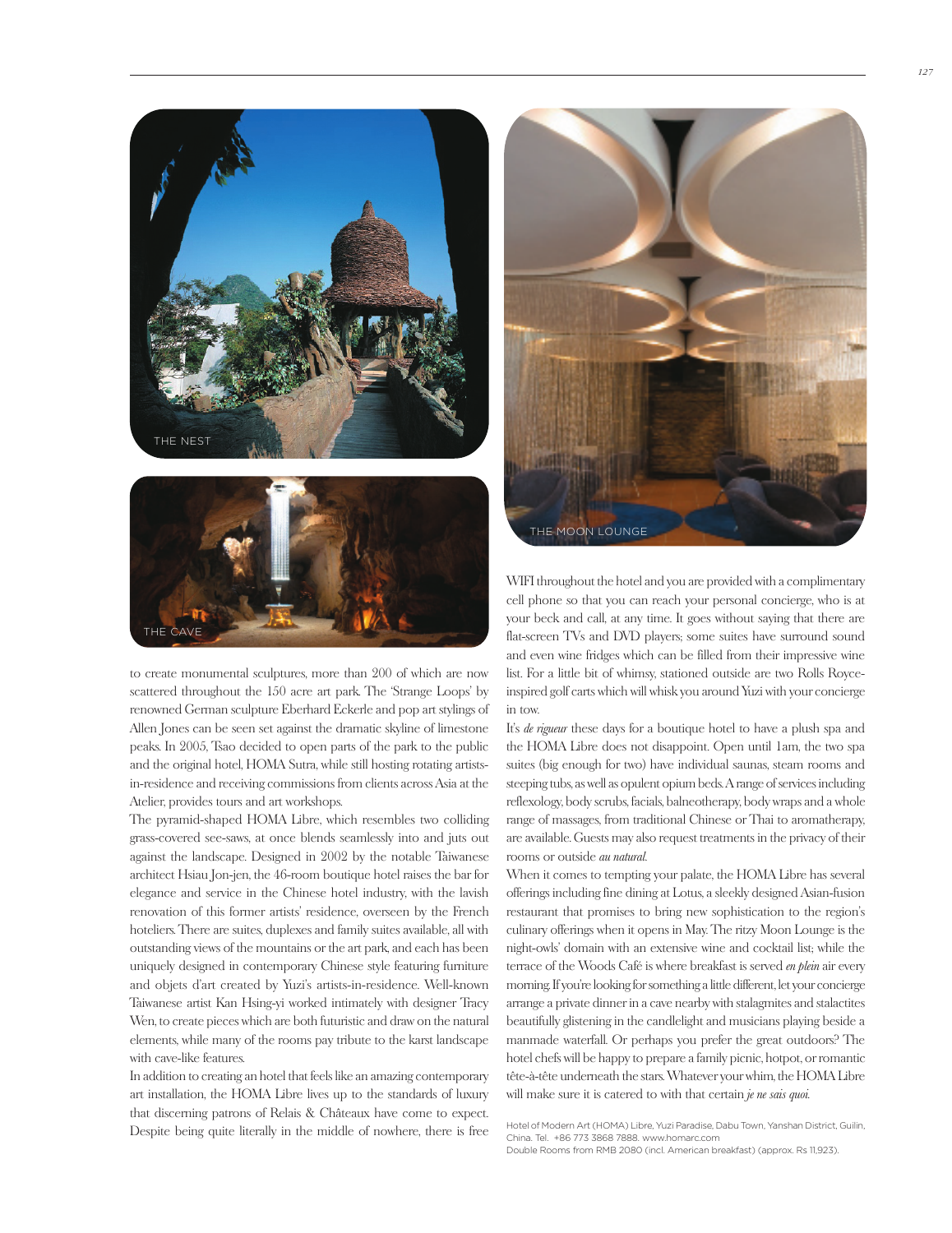THE NEST

THE CAVE

THE MOON LOUNGE

to create monumental sculptures, more than 200 of which are now scattered throughout the 150 acre art park. The 'Strange Loops' by renowned German sculpture Eberhard Eckerle and pop art stylings of Allen Jones can be seen set against the dramatic skyline of limestone peaks. In 2005, Tsao decided to open parts of the park to the public and the original hotel, HOMA Sutra, while still hosting rotating artists-in-residence and receiving commissions from clients across Asia at the Atelier, provides tours and art workshops.

The pyramid-shaped HOMA Libre, which resembles two colliding grass-covered see-saws, at once blends seamlessly into and juts out against the landscape. Designed in 2002 by the notable Taiwanese architect Hsiau Jon-jen, the 46-room boutique hotel raises the bar for elegance and service in the Chinese hotel industry, with the lavish renovation of this former artists' residence, overseen by the French hoteliers. There are suites, duplexes and family suites available, all with outstanding views of the mountains or the art park, and each has been uniquely designed in contemporary Chinese style featuring furniture and objets d'art created by Yuzi's artists-in-residence. Well-known Taiwanese artist Kan Hsing-yi worked intimately with designer Tracy Wen, to create pieces which are both futuristic and draw on the natural elements, while many of the rooms pay tribute to the karst landscape with cave-like features.

In addition to creating an hotel that feels like an amazing contemporary art installation, the HOMA Libre lives up to the standards of luxury that discerning patrons of Relais & Châteaux have come to expect. Despite being quite literally in the middle of nowhere, there is free WIFI throughout the hotel and you are provided with a complimentary cell phone so that you can reach your personal concierge, who is at your beck and call, at any time. It goes without saying that there are flat-screen TVs and DVD players; some suites have surround sound and even wine fridges which can be filled from their impressive wine list. For a little bit of whimsy, stationed outside are two Rolls Royce-inspired golf carts which will whisk you around Yuzi with your concierge in tow.

It's *de rigueur* these days for a boutique hotel to have a plush spa and the HOMA Libre does not disappoint. Open until 1am, the two spa suites (big enough for two) have individual saunas, steam rooms and steeping tubs, as well as opulent opium beds. A range of services including reflexology, body scrubs, facials, balneotherapy, body wraps and a whole range of massages, from traditional Chinese or Thai to aromatherapy, are available. Guests may also request treatments in the privacy of their rooms or outside *au natural*.

When it comes to tempting your palate, the HOMA Libre has several offerings including fine dining at Lotus, a sleekly designed Asian-fusion restaurant that promises to bring new sophistication to the region's culinary offerings when it opens in May. The ritzy Moon Lounge is the night-owls' domain with an extensive wine and cocktail list; while the terrace of the Woods Café is where breakfast is served *en plein* air every morning. If you're looking for something a little different, let your concierge arrange a private dinner in a cave nearby with stalagmites and stalactites beautifully glistening in the candlelight and musicians playing beside a manmade waterfall. Or perhaps you prefer the great outdoors? The hotel chefs will be happy to prepare a family picnic, hotpot, or romantic tête-à-tête underneath the stars. Whatever your whim, the HOMA Libre will make sure it is catered to with that certain *je ne sais quoi*.

Hotel of Modern Art (HOMA) Libre, Yuzi Paradise, Dabu Town, Yanshan District, Guilin, China. Tel. +86 773 3868 7888. www.homarc.com
Double Rooms from RMB 2080 (incl. American breakfast) (approx. Rs 11,923).